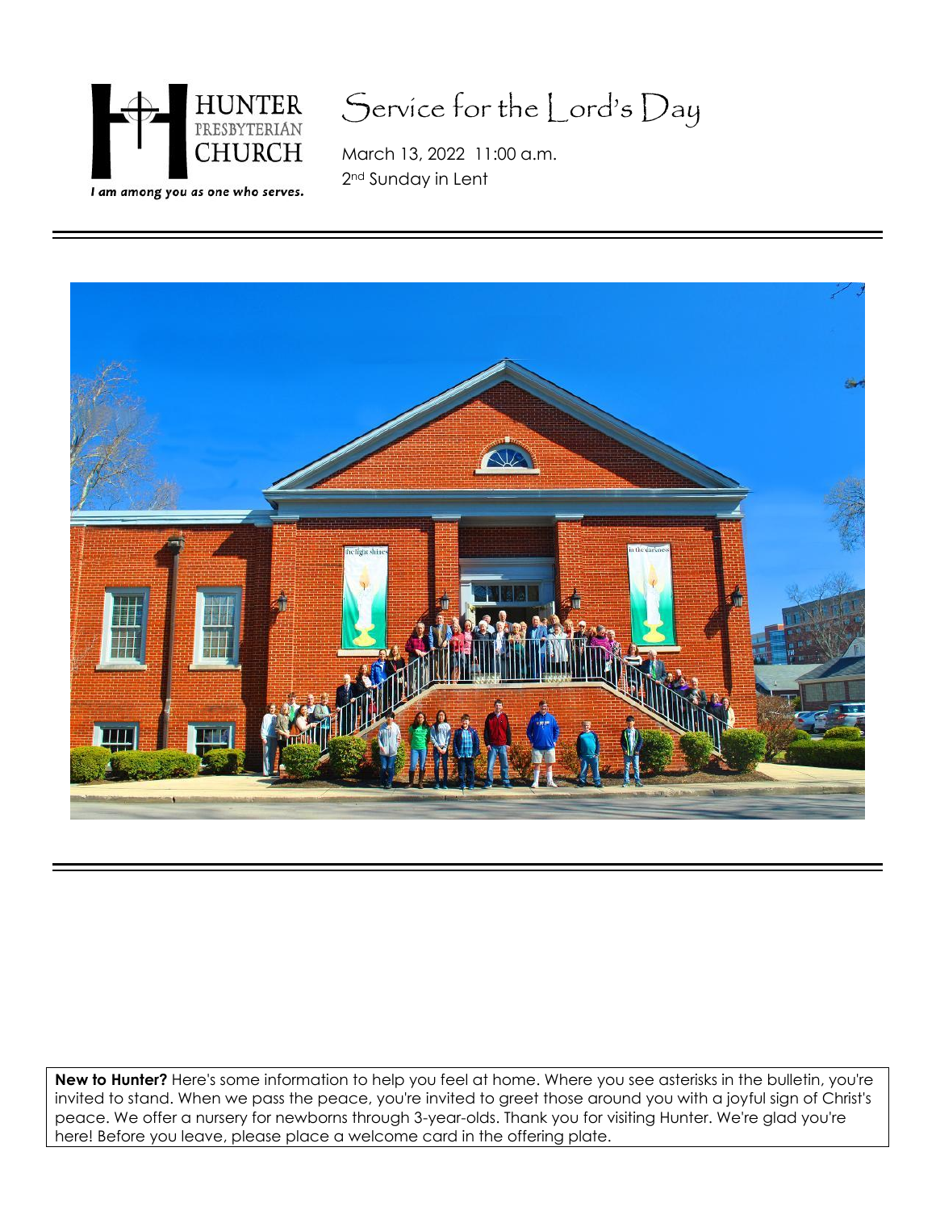HUNTER PRESBYTERIAN CHURCH

*I am among you as one who serves.*

# Service for the Lord's Day

March 13, 2022 11:00 a.m.

2nd Sunday in Lent

**New to Hunter?** Here's some information to help you feel at home. Where you see asterisks in the bulletin, you're invited to stand. When we pass the peace, you're invited to greet those around you with a joyful sign of Christ's peace. We offer a nursery for newborns through 3-year-olds. Thank you for visiting Hunter. We're glad you're here! Before you leave, please place a welcome card in the offering plate.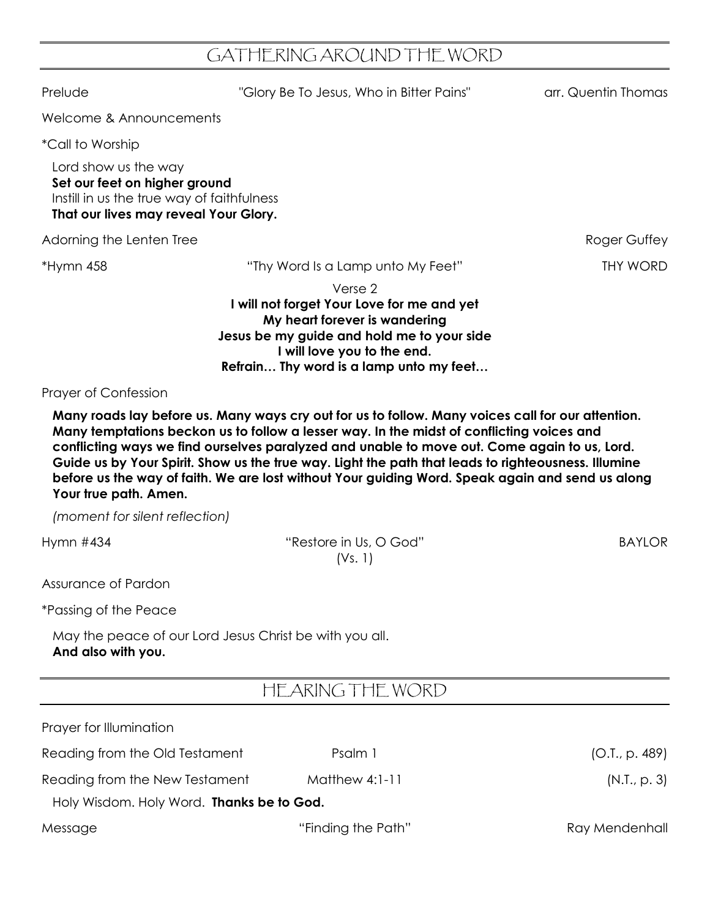## GATHERING AROUND THE WORD

Prelude — "Glory Be To Jesus, Who in Bitter Pains" — arr. Quentin Thomas

Welcome & Announcements

*Call to Worship

Lord show us the way
**Set our feet on higher ground**
Instill in us the true way of faithfulness
**That our lives may reveal Your Glory.**

Adorning the Lenten Tree — Roger Guffey

*Hymn 458 — "Thy Word Is a Lamp unto My Feet" — THY WORD

Verse 2
**I will not forget Your Love for me and yet**
**My heart forever is wandering**
**Jesus be my guide and hold me to your side**
**I will love you to the end.**
**Refrain… Thy word is a lamp unto my feet…**

Prayer of Confession

**Many roads lay before us. Many ways cry out for us to follow. Many voices call for our attention. Many temptations beckon us to follow a lesser way. In the midst of conflicting voices and conflicting ways we find ourselves paralyzed and unable to move out. Come again to us, Lord. Guide us by Your Spirit. Show us the true way. Light the path that leads to righteousness. Illumine before us the way of faith. We are lost without Your guiding Word. Speak again and send us along Your true path. Amen.**

*(moment for silent reflection)*

Hymn #434 — "Restore in Us, O God" (Vs. 1) — BAYLOR

Assurance of Pardon

*Passing of the Peace

May the peace of our Lord Jesus Christ be with you all.
**And also with you.**

## HEARING THE WORD

Prayer for Illumination

Reading from the Old Testament — Psalm 1 — (O.T., p. 489)

Reading from the New Testament — Matthew 4:1-11 — (N.T., p. 3)

Holy Wisdom. Holy Word. **Thanks be to God.**

Message — "Finding the Path" — Ray Mendenhall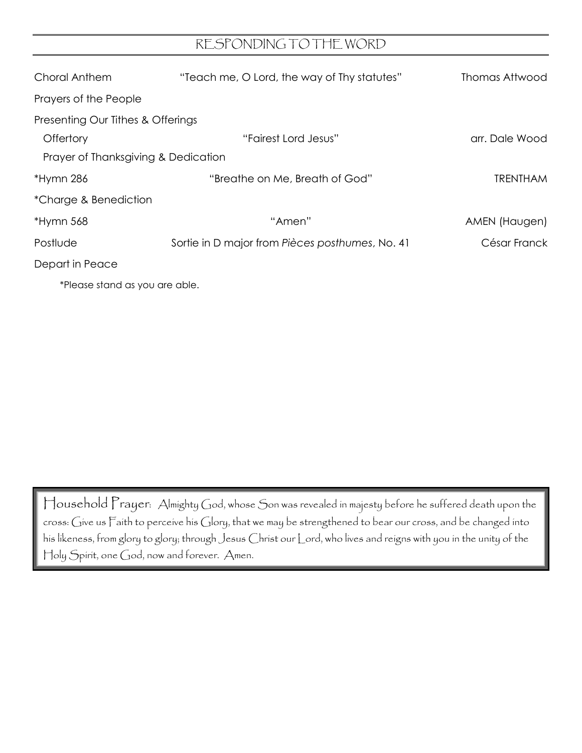## RESPONDING TO THE WORD

| | | |
|---|---|---|
| Choral Anthem | "Teach me, O Lord, the way of Thy statutes" | Thomas Attwood |
| Prayers of the People | | |
| Presenting Our Tithes & Offerings | | |
| Offertory | "Fairest Lord Jesus" | arr. Dale Wood |
| Prayer of Thanksgiving & Dedication | | |
| *Hymn 286 | "Breathe on Me, Breath of God" | TRENTHAM |
| *Charge & Benediction | | |
| *Hymn 568 | "Amen" | AMEN (Haugen) |
| Postlude | Sortie in D major from *Pièces posthumes*, No. 41 | César Franck |
| Depart in Peace | | |

*Please stand as you are able.

Household Prayer: Almighty God, whose Son was revealed in majesty before he suffered death upon the cross: Give us Faith to perceive his Glory, that we may be strengthened to bear our cross, and be changed into his likeness, from glory to glory; through Jesus Christ our Lord, who lives and reigns with you in the unity of the Holy Spirit, one God, now and forever. Amen.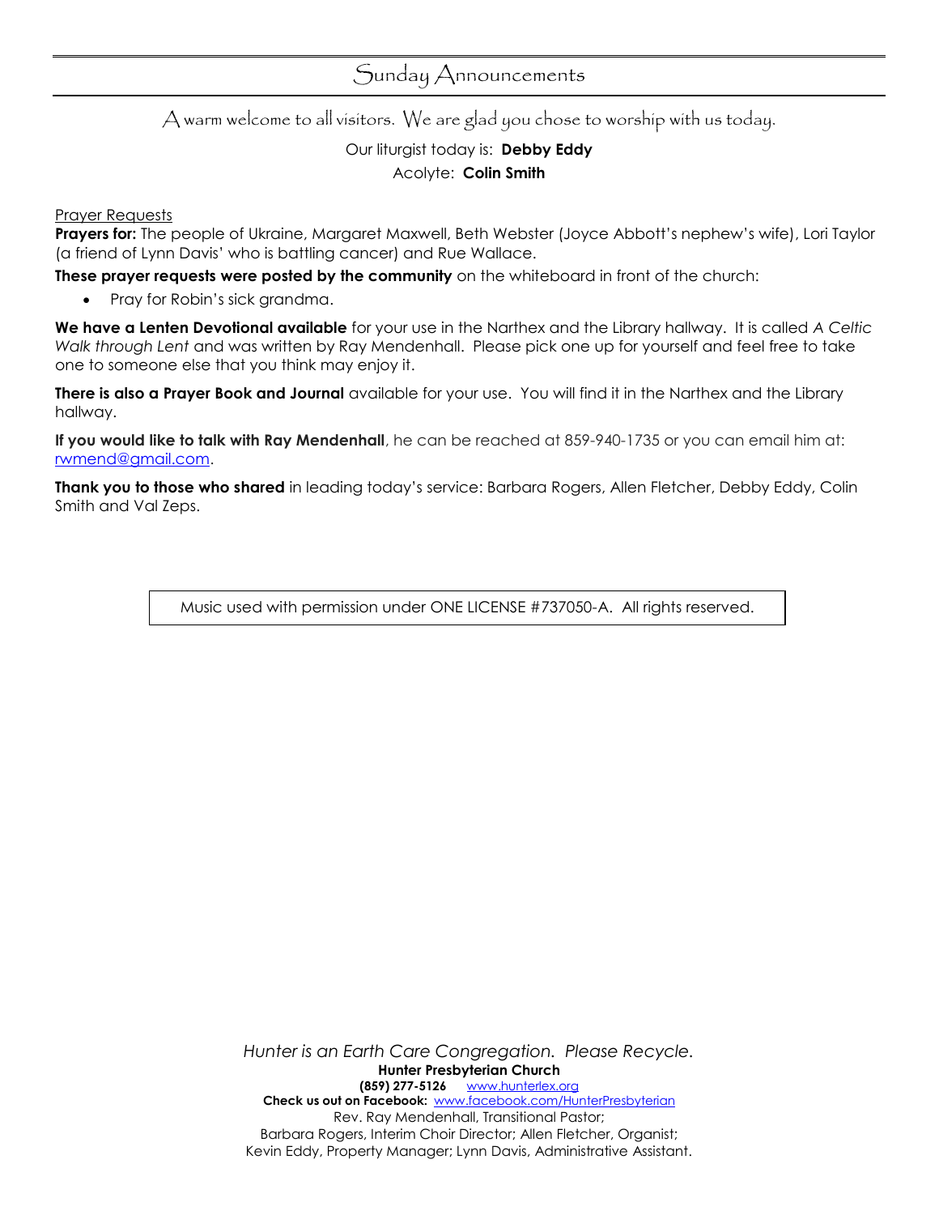# Sunday Announcements

A warm welcome to all visitors. We are glad you chose to worship with us today.

Our liturgist today is: **Debby Eddy**

Acolyte: **Colin Smith**

Prayer Requests

**Prayers for:** The people of Ukraine, Margaret Maxwell, Beth Webster (Joyce Abbott's nephew's wife), Lori Taylor (a friend of Lynn Davis' who is battling cancer) and Rue Wallace.

**These prayer requests were posted by the community** on the whiteboard in front of the church:

- Pray for Robin's sick grandma.

**We have a Lenten Devotional available** for your use in the Narthex and the Library hallway. It is called *A Celtic Walk through Lent* and was written by Ray Mendenhall. Please pick one up for yourself and feel free to take one to someone else that you think may enjoy it.

**There is also a Prayer Book and Journal** available for your use. You will find it in the Narthex and the Library hallway.

**If you would like to talk with Ray Mendenhall**, he can be reached at 859-940-1735 or you can email him at: rwmend@gmail.com.

**Thank you to those who shared** in leading today's service: Barbara Rogers, Allen Fletcher, Debby Eddy, Colin Smith and Val Zeps.

Music used with permission under ONE LICENSE #737050-A. All rights reserved.

*Hunter is an Earth Care Congregation. Please Recycle.*

**Hunter Presbyterian Church**

**(859) 277-5126** www.hunterlex.org

**Check us out on Facebook:** www.facebook.com/HunterPresbyterian

Rev. Ray Mendenhall, Transitional Pastor;

Barbara Rogers, Interim Choir Director; Allen Fletcher, Organist;

Kevin Eddy, Property Manager; Lynn Davis, Administrative Assistant.